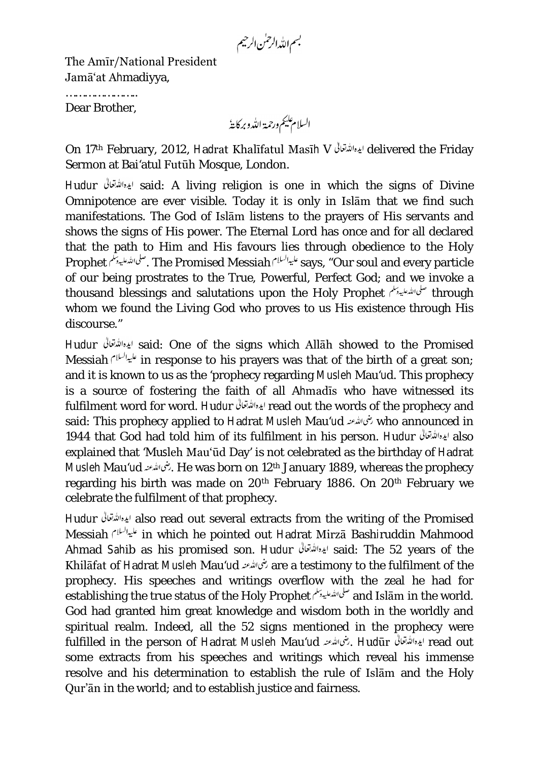بسم اللہ الرحمٰن الرحیم

The Amīr/National President
Jamā'at Ahmadiyya,

…………………

Dear Brother,

السلام علیکم ورحمۃ اللہ وبرکاتہٗ

On 17th February, 2012, Hadrat Khalīfatul Masīh V ایدہ اللہ تعالیٰ delivered the Friday Sermon at Bai'atul Futūh Mosque, London.

Hudur ایدہ اللہ تعالیٰ said: A living religion is one in which the signs of Divine Omnipotence are ever visible. Today it is only in Islām that we find such manifestations. The God of Islām listens to the prayers of His servants and shows the signs of His power. The Eternal Lord has once and for all declared that the path to Him and His favours lies through obedience to the Holy Prophet صلی اللہ علیہ وسلم. The Promised Messiah علیہ السلام says, "Our soul and every particle of our being prostrates to the True, Powerful, Perfect God; and we invoke a thousand blessings and salutations upon the Holy Prophet صلی اللہ علیہ وسلم through whom we found the Living God who proves to us His existence through His discourse."

Hudur ایدہ اللہ تعالیٰ said: One of the signs which Allāh showed to the Promised Messiah علیہ السلام in response to his prayers was that of the birth of a great son; and it is known to us as the 'prophecy regarding Musleh Mau'ud. This prophecy is a source of fostering the faith of all Ahmadīs who have witnessed its fulfilment word for word. Hudur ایدہ اللہ تعالیٰ read out the words of the prophecy and said: This prophecy applied to Hadrat Musleh Mau'ud رضی اللہ عنہ who announced in 1944 that God had told him of its fulfilment in his person. Hudur ایدہ اللہ تعالیٰ also explained that 'Musleh Mau'ūd Day' is not celebrated as the birthday of Hadrat Musleh Mau'ud رضی اللہ عنہ. He was born on 12th January 1889, whereas the prophecy regarding his birth was made on 20th February 1886. On 20th February we celebrate the fulfilment of that prophecy.

Hudur ایدہ اللہ تعالیٰ also read out several extracts from the writing of the Promised Messiah علیہ السلام in which he pointed out Hadrat Mirzā Bashiruddin Mahmood Ahmad Sahib as his promised son. Hudur ایدہ اللہ تعالیٰ said: The 52 years of the Khilāfat of Hadrat Musleh Mau'ud رضی اللہ عنہ are a testimony to the fulfilment of the prophecy. His speeches and writings overflow with the zeal he had for establishing the true status of the Holy Prophet صلی اللہ علیہ وسلم and Islām in the world. God had granted him great knowledge and wisdom both in the worldly and spiritual realm. Indeed, all the 52 signs mentioned in the prophecy were fulfilled in the person of Hadrat Musleh Mau'ud رضی اللہ عنہ. Hudūr ایدہ اللہ تعالیٰ read out some extracts from his speeches and writings which reveal his immense resolve and his determination to establish the rule of Islām and the Holy Qur'ān in the world; and to establish justice and fairness.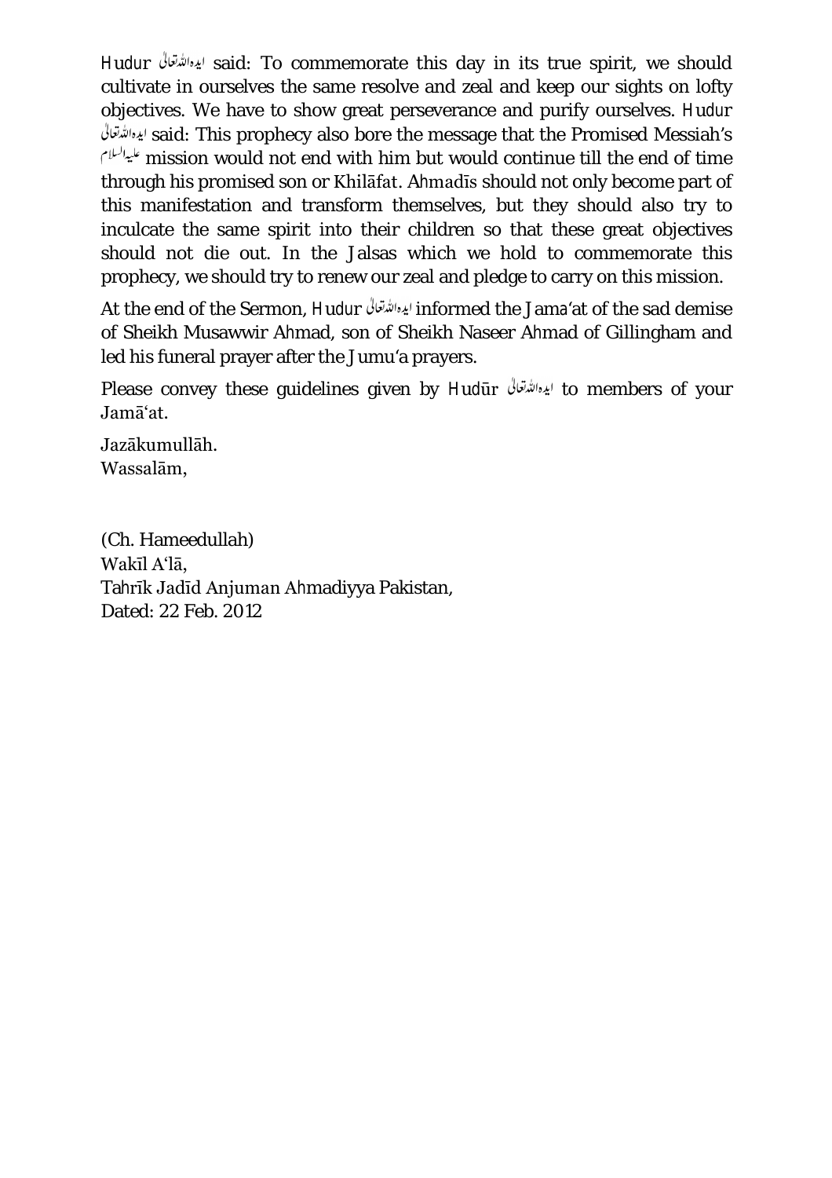Hudur ایدہ اللہ تعالیٰ said: To commemorate this day in its true spirit, we should cultivate in ourselves the same resolve and zeal and keep our sights on lofty objectives. We have to show great perseverance and purify ourselves. Hudur ایدہ اللہ تعالیٰ said: This prophecy also bore the message that the Promised Messiah's علیہ السلام mission would not end with him but would continue till the end of time through his promised son or Khilāfat. Ahmadīs should not only become part of this manifestation and transform themselves, but they should also try to inculcate the same spirit into their children so that these great objectives should not die out. In the Jalsas which we hold to commemorate this prophecy, we should try to renew our zeal and pledge to carry on this mission.

At the end of the Sermon, Hudur ایدہ اللہ تعالیٰ informed the Jama'at of the sad demise of Sheikh Musawwir Ahmad, son of Sheikh Naseer Ahmad of Gillingham and led his funeral prayer after the Jumu'a prayers.

Please convey these guidelines given by Hudūr ایدہ اللہ تعالیٰ to members of your Jamā'at.

Jazākumullāh.
Wassalām,

(Ch. Hameedullah)
Wakīl A'lā,
Tahrīk Jadīd Anjuman Ahmadiyya Pakistan,
Dated: 22 Feb. 2012